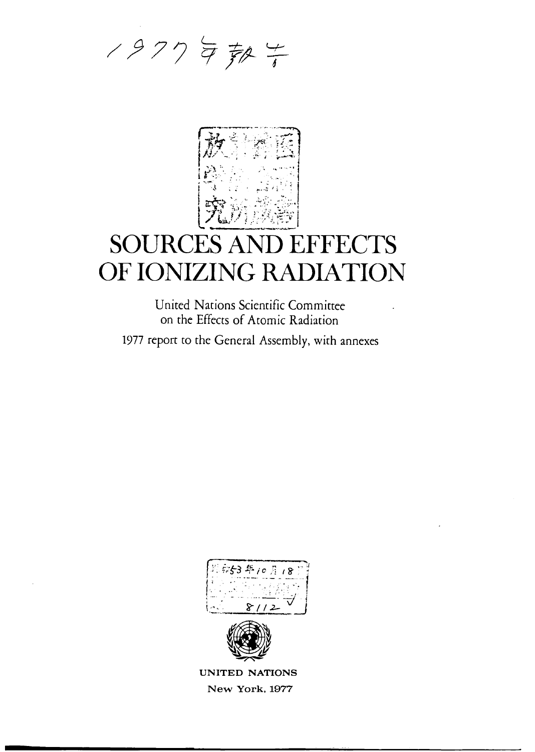1977年報告

# SOURCES AND EFFECTS OF IONIZING RADIATION

United Nations Scientific Committee on the Effects of Atomic Radiation

1977 report to the General Assembly, with annexes

UNITED NATIONS

New York, 1977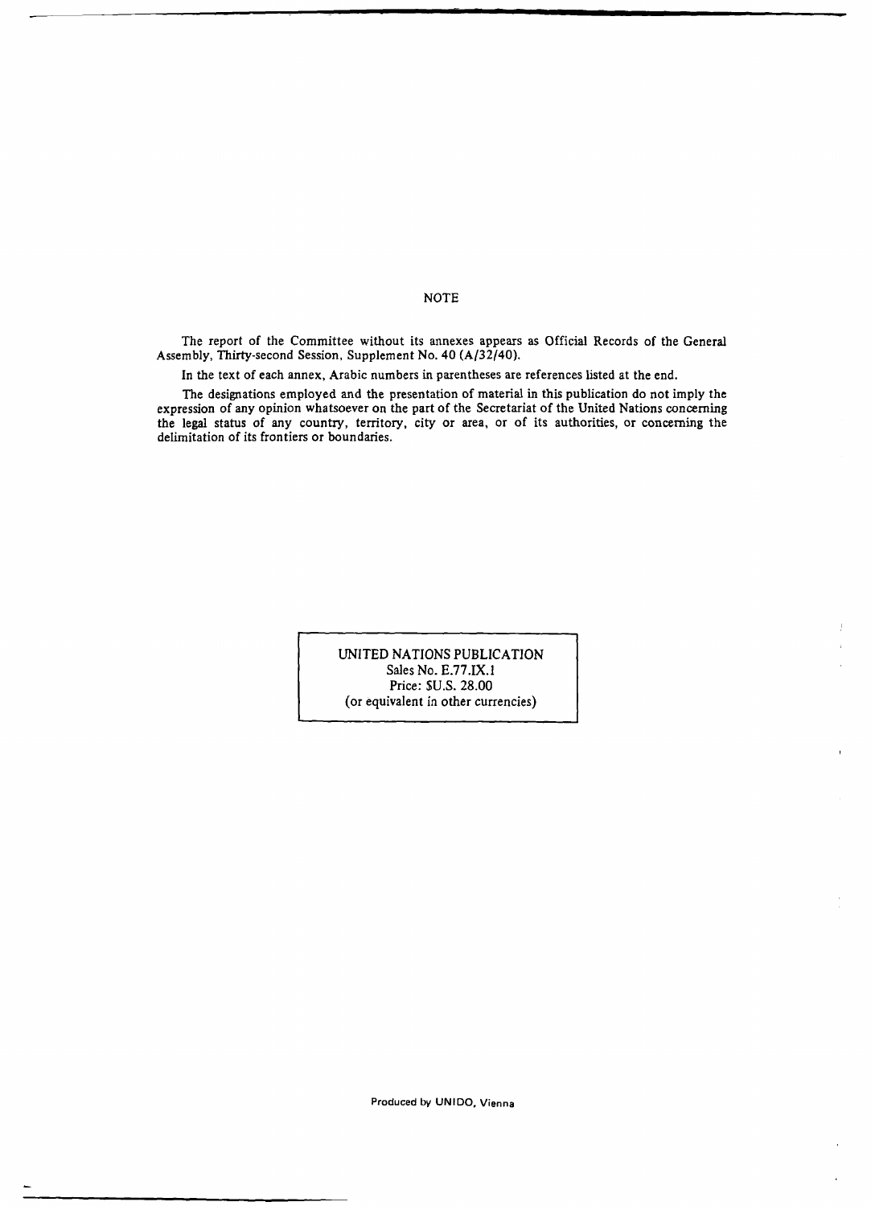## NOTE

The report of the Committee without its annexes appears as Official Records of the General Assembly, Thirty-second Session, Supplement No. 40 (A/32/40).

In the text of each annex, Arabic numbers in parentheses are references listed at the end.

The designations employed and the presentation of material in this publication do not imply the expression of any opinion whatsoever on the part of the Secretariat of the United Nations concerning the legal status of any country, territory, city or area, or of its authorities, or concerning the delimitation of its frontiers or boundaries.

UNITED NATIONS PUBLICATION
Sales No. E.77.IX.1
Price: $U.S. 28.00
(or equivalent in other currencies)

Produced by UNIDO, Vienna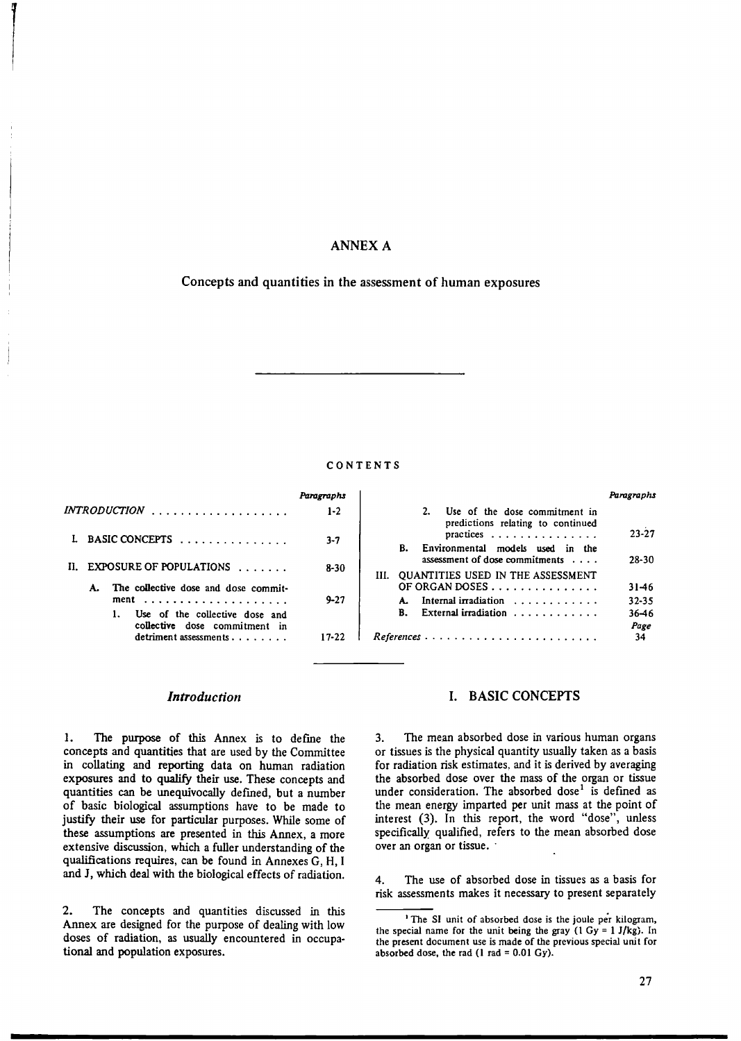# ANNEX A

## Concepts and quantities in the assessment of human exposures

CONTENTS

| | Paragraphs |
|---|---|
| *INTRODUCTION* | 1-2 |
| I. BASIC CONCEPTS | 3-7 |
| II. EXPOSURE OF POPULATIONS | 8-30 |
| A. The collective dose and dose commitment | 9-27 |
| 1. Use of the collective dose and collective dose commitment in detriment assessments | 17-22 |
| 2. Use of the dose commitment in predictions relating to continued practices | 23-27 |
| B. Environmental models used in the assessment of dose commitments | 28-30 |
| III. QUANTITIES USED IN THE ASSESSMENT OF ORGAN DOSES | 31-46 |
| A. Internal irradiation | 32-35 |
| B. External irradiation | 36-46 |
| | *Page* |
| *References* | 34 |

## *Introduction*

1. The purpose of this Annex is to define the concepts and quantities that are used by the Committee in collating and reporting data on human radiation exposures and to qualify their use. These concepts and quantities can be unequivocally defined, but a number of basic biological assumptions have to be made to justify their use for particular purposes. While some of these assumptions are presented in this Annex, a more extensive discussion, which a fuller understanding of the qualifications requires, can be found in Annexes G, H, I and J, which deal with the biological effects of radiation.

2. The concepts and quantities discussed in this Annex are designed for the purpose of dealing with low doses of radiation, as usually encountered in occupational and population exposures.

## I. BASIC CONCEPTS

3. The mean absorbed dose in various human organs or tissues is the physical quantity usually taken as a basis for radiation risk estimates, and it is derived by averaging the absorbed dose over the mass of the organ or tissue under consideration. The absorbed dose[1] is defined as the mean energy imparted per unit mass at the point of interest (3). In this report, the word "dose", unless specifically qualified, refers to the mean absorbed dose over an organ or tissue.

4. The use of absorbed dose in tissues as a basis for risk assessments makes it necessary to present separately

[1] The SI unit of absorbed dose is the joule per kilogram, the special name for the unit being the gray (1 Gy = 1 J/kg). In the present document use is made of the previous special unit for absorbed dose, the rad (1 rad = 0.01 Gy).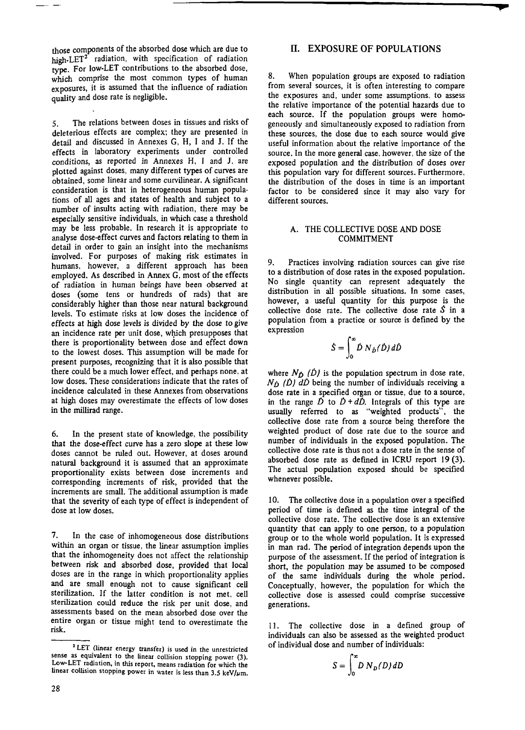those components of the absorbed dose which are due to high-LET[2] radiation, with specification of radiation type. For low-LET contributions to the absorbed dose, which comprise the most common types of human exposures, it is assumed that the influence of radiation quality and dose rate is negligible.

5. The relations between doses in tissues and risks of deleterious effects are complex; they are presented in detail and discussed in Annexes G, H, I and J. If the effects in laboratory experiments under controlled conditions, as reported in Annexes H, I and J, are plotted against doses, many different types of curves are obtained, some linear and some curvilinear. A significant consideration is that in heterogeneous human populations of all ages and states of health and subject to a number of insults acting with radiation, there may be especially sensitive individuals, in which case a threshold may be less probable. In research it is appropriate to analyse dose-effect curves and factors relating to them in detail in order to gain an insight into the mechanisms involved. For purposes of making risk estimates in humans, however, a different approach has been employed. As described in Annex G, most of the effects of radiation in human beings have been observed at doses (some tens or hundreds of rads) that are considerably higher than those near natural background levels. To estimate risks at low doses the incidence of effects at high dose levels is divided by the dose to give an incidence rate per unit dose, which presupposes that there is proportionality between dose and effect down to the lowest doses. This assumption will be made for present purposes, recognizing that it is also possible that there could be a much lower effect, and perhaps none, at low doses. These considerations indicate that the rates of incidence calculated in these Annexes from observations at high doses may overestimate the effects of low doses in the millirad range.

6. In the present state of knowledge, the possibility that the dose-effect curve has a zero slope at these low doses cannot be ruled out. However, at doses around natural background it is assumed that an approximate proportionality exists between dose increments and corresponding increments of risk, provided that the increments are small. The additional assumption is made that the severity of each type of effect is independent of dose at low doses.

7. In the case of inhomogeneous dose distributions within an organ or tissue, the linear assumption implies that the inhomogeneity does not affect the relationship between risk and absorbed dose, provided that local doses are in the range in which proportionality applies and are small enough not to cause significant cell sterilization. If the latter condition is not met, cell sterilization could reduce the risk per unit dose, and assessments based on the mean absorbed dose over the entire organ or tissue might tend to overestimate the risk.

[2] LET (linear energy transfer) is used in the unrestricted sense as equivalent to the linear collision stopping power (3). Low-LET radiation, in this report, means radiation for which the linear collision stopping power in water is less than 3.5 keV/μm.

## II. EXPOSURE OF POPULATIONS

8. When population groups are exposed to radiation from several sources, it is often interesting to compare the exposures and, under some assumptions, to assess the relative importance of the potential hazards due to each source. If the population groups were homogeneously and simultaneously exposed to radiation from these sources, the dose due to each source would give useful information about the relative importance of the source. In the more general case, however, the size of the exposed population and the distribution of doses over this population vary for different sources. Furthermore, the distribution of the doses in time is an important factor to be considered since it may also vary for different sources.

### A. THE COLLECTIVE DOSE AND DOSE COMMITMENT

9. Practices involving radiation sources can give rise to a distribution of dose rates in the exposed population. No single quantity can represent adequately the distribution in all possible situations. In some cases, however, a useful quantity for this purpose is the collective dose rate. The collective dose rate $\dot{S}$ in a population from a practice or source is defined by the expression

$$\dot{S} = \int_0^{\infty} \dot{D}\, N_{\dot{D}}(\dot{D})\, d\dot{D}$$

where $N_{\dot{D}}(\dot{D})$ is the population spectrum in dose rate, $N_{\dot{D}}(\dot{D})\, d\dot{D}$ being the number of individuals receiving a dose rate in a specified organ or tissue, due to a source, in the range $\dot{D}$ to $\dot{D} + d\dot{D}$. Integrals of this type are usually referred to as "weighted products", the collective dose rate from a source being therefore the weighted product of dose rate due to the source and number of individuals in the exposed population. The collective dose rate is thus not a dose rate in the sense of absorbed dose rate as defined in ICRU report 19 (3). The actual population exposed should be specified whenever possible.

10. The collective dose in a population over a specified period of time is defined as the time integral of the collective dose rate. The collective dose is an extensive quantity that can apply to one person, to a population group or to the whole world population. It is expressed in man rad. The period of integration depends upon the purpose of the assessment. If the period of integration is short, the population may be assumed to be composed of the same individuals during the whole period. Conceptually, however, the population for which the collective dose is assessed could comprise successive generations.

11. The collective dose in a defined group of individuals can also be assessed as the weighted product of individual dose and number of individuals:

$$S = \int_0^{\infty} D\, N_D(D)\, dD$$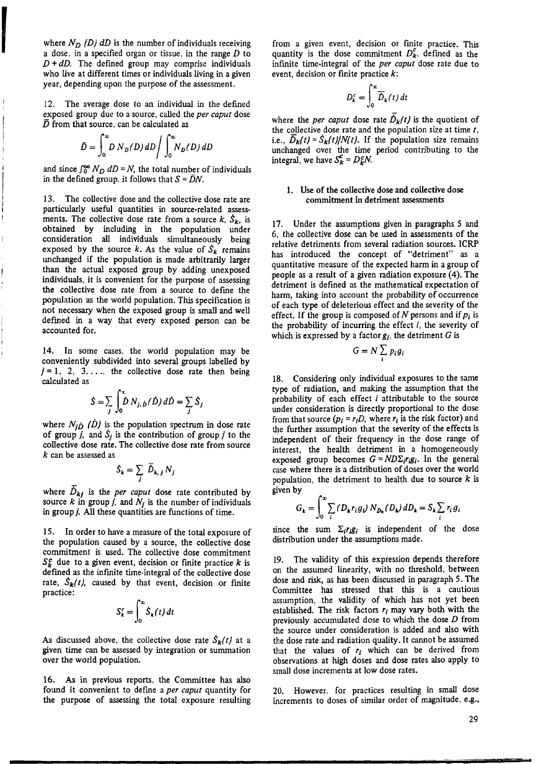where $N_D\ (D)\ dD$ is the number of individuals receiving a dose, in a specified organ or tissue, in the range $D$ to $D + dD$. The defined group may comprise individuals who live at different times or individuals living in a given year, depending upon the purpose of the assessment.

12. The average dose to an individual in the defined exposed group due to a source, called the *per caput* dose $\bar{D}$ from that source, can be calculated as

$$\bar{D} = \int_0^\infty D\, N_D(D)\, dD \Big/ \int_0^\infty N_D(D)\, dD$$

and since $\int_0^\infty N_D\, dD = N$, the total number of individuals in the defined group, it follows that $S = \bar{D}N$.

13. The collective dose and the collective dose rate are particularly useful quantities in source-related assessments. The collective dose rate from a source $k$, $\dot{S}_k$, is obtained by including in the population under consideration all individuals simultaneously being exposed by the source $k$. As the value of $\dot{S}_k$ remains unchanged if the population is made arbitrarily larger than the actual exposed group by adding unexposed individuals, it is convenient for the purpose of assessing the collective dose rate from a source to define the population as the world population. This specification is not necessary when the exposed group is small and well defined in a way that every exposed person can be accounted for.

14. In some cases, the world population may be conveniently subdivided into several groups labelled by $j = 1, 2, 3, \ldots$, the collective dose rate then being calculated as

$$\dot{S} = \sum_j \int_0^\infty \dot{D}\, N_{j,\dot{D}}(\dot{D})\, d\dot{D} = \sum_j \dot{S}_j$$

where $N_{j\dot{D}}\ (\dot{D})$ is the population spectrum in dose rate of group $j$, and $\dot{S}_j$ is the contribution of group $j$ to the collective dose rate. The collective dose rate from source $k$ can be assessed as

$$\dot{S}_k = \sum_j \bar{\dot{D}}_{k,j} N_j$$

where $\bar{\dot{D}}_{kj}$ is the *per caput* dose rate contributed by source $k$ in group $j$, and $N_j$ is the number of individuals in group $j$. All these quantities are functions of time.

15. In order to have a measure of the total exposure of the population caused by a source, the collective dose commitment is used. The collective dose commitment $S_k^c$ due to a given event, decision or finite practice $k$ is defined as the infinite time-integral of the collective dose rate, $\dot{S}_k(t)$, caused by that event, decision or finite practice:

$$S_k^c = \int_0^\infty \dot{S}_k(t)\, dt$$

As discussed above, the collective dose rate $\dot{S}_k(t)$ at a given time can be assessed by integration or summation over the world population.

16. As in previous reports, the Committee has also found it convenient to define a *per caput* quantity for the purpose of assessing the total exposure resulting from a given event, decision or finite practice. This quantity is the dose commitment $D_k^c$, defined as the infinite time-integral of the *per caput* dose rate due to event, decision or finite practice $k$:

$$D_k^c = \int_0^\infty \bar{\dot{D}}_k(t)\, dt$$

where the *per caput* dose rate $\bar{\dot{D}}_k(t)$ is the quotient of the collective dose rate and the population size at time $t$, i.e., $\bar{\dot{D}}_k(t) = \dot{S}_k(t)/N(t)$. If the population size remains unchanged over the time period contributing to the integral, we have $S_k^c = D_k^c N$.

### 1. Use of the collective dose and collective dose commitment in detriment assessments

17. Under the assumptions given in paragraphs 5 and 6, the collective dose can be used in assessments of the relative detriments from several radiation sources. ICRP has introduced the concept of "detriment" as a quantitative measure of the expected harm in a group of people as a result of a given radiation exposure (4). The detriment is defined as the mathematical expectation of harm, taking into account the probability of occurrence of each type of deleterious effect and the severity of the effect. If the group is composed of $N$ persons and if $p_i$ is the probability of incurring the effect $i$, the severity of which is expressed by a factor $g_i$, the detriment $G$ is

$$G = N \sum_i p_i g_i$$

18. Considering only individual exposures to the same type of radiation, and making the assumption that the probability of each effect $i$ attributable to the source under consideration is directly proportional to the dose from that source ($p_i = r_i D$, where $r_i$ is the risk factor) and the further assumption that the severity of the effects is independent of their frequency in the dose range of interest, the health detriment in a homogeneously exposed group becomes $G = ND\Sigma_i r_i g_i$. In the general case where there is a distribution of doses over the world population, the detriment to health due to source $k$ is given by

$$G_k = \int_0^\infty \sum_i (D_k r_i g_i)\, N_{D_k}(D_k)\, dD_k = S_k \sum_i r_i g_i$$

since the sum $\Sigma_i r_i g_i$ is independent of the dose distribution under the assumptions made.

19. The validity of this expression depends therefore on the assumed linearity, with no threshold, between dose and risk, as has been discussed in paragraph 5. The Committee has stressed that this is a cautious assumption, the validity of which has not yet been established. The risk factors $r_i$ may vary both with the previously accumulated dose to which the dose $D$ from the source under consideration is added and also with the dose rate and radiation quality. It cannot be assumed that the values of $r_i$ which can be derived from observations at high doses and dose rates also apply to small dose increments at low dose rates.

20. However, for practices resulting in small dose increments to doses of similar order of magnitude, e.g.,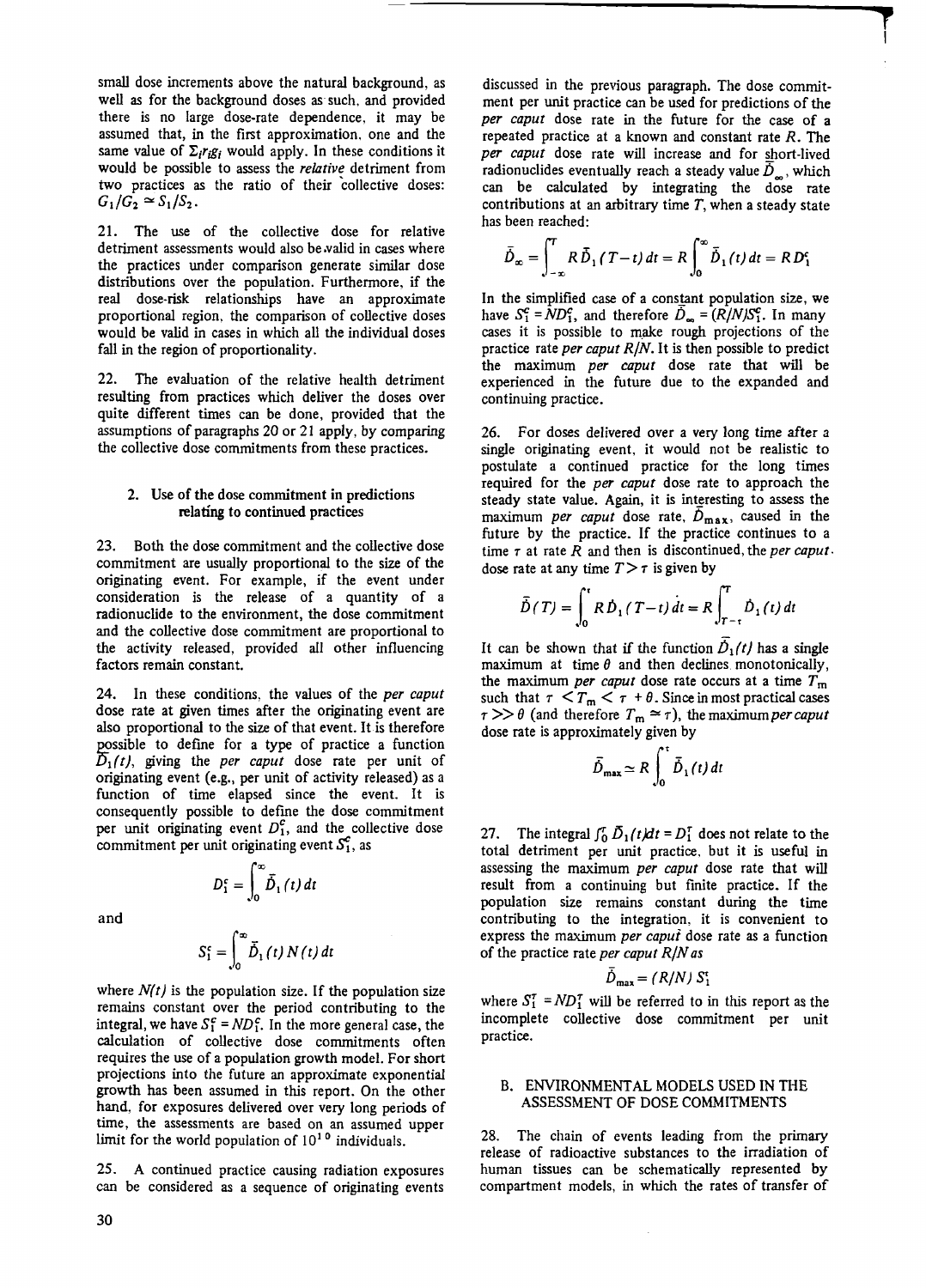small dose increments above the natural background, as well as for the background doses as such, and provided there is no large dose-rate dependence, it may be assumed that, in the first approximation, one and the same value of $\Sigma_i r_i g_i$ would apply. In these conditions it would be possible to assess the *relative* detriment from two practices as the ratio of their collective doses: $G_1/G_2 \simeq S_1/S_2$.

21. The use of the collective dose for relative detriment assessments would also be valid in cases where the practices under comparison generate similar dose distributions over the population. Furthermore, if the real dose-risk relationships have an approximate proportional region, the comparison of collective doses would be valid in cases in which all the individual doses fall in the region of proportionality.

22. The evaluation of the relative health detriment resulting from practices which deliver the doses over quite different times can be done, provided that the assumptions of paragraphs 20 or 21 apply, by comparing the collective dose commitments from these practices.

### 2. Use of the dose commitment in predictions relating to continued practices

23. Both the dose commitment and the collective dose commitment are usually proportional to the size of the originating event. For example, if the event under consideration is the release of a quantity of a radionuclide to the environment, the dose commitment and the collective dose commitment are proportional to the activity released, provided all other influencing factors remain constant.

24. In these conditions, the values of the *per caput* dose rate at given times after the originating event are also proportional to the size of that event. It is therefore possible to define for a type of practice a function $\dot{\bar{D}}_1(t)$, giving the *per caput* dose rate per unit of originating event (e.g., per unit of activity released) as a function of time elapsed since the event. It is consequently possible to define the dose commitment per unit originating event $D_1^c$, and the collective dose commitment per unit originating event $S_1^c$, as

$$D_1^c = \int_0^\infty \dot{\bar{D}}_1(t)\, dt$$

and

$$S_1^c = \int_0^\infty \dot{\bar{D}}_1(t)\, N(t)\, dt$$

where $N(t)$ is the population size. If the population size remains constant over the period contributing to the integral, we have $S_1^c = ND_1^c$. In the more general case, the calculation of collective dose commitments often requires the use of a population growth model. For short projections into the future an approximate exponential growth has been assumed in this report. On the other hand, for exposures delivered over very long periods of time, the assessments are based on an assumed upper limit for the world population of $10^{10}$ individuals.

25. A continued practice causing radiation exposures can be considered as a sequence of originating events discussed in the previous paragraph. The dose commitment per unit practice can be used for predictions of the *per caput* dose rate in the future for the case of a repeated practice at a known and constant rate $R$. The *per caput* dose rate will increase and for short-lived radionuclides eventually reach a steady value $\dot{\bar{D}}_\infty$, which can be calculated by integrating the dose rate contributions at an arbitrary time $T$, when a steady state has been reached:

$$\dot{\bar{D}}_\infty = \int_{-\infty}^{T} R\dot{\bar{D}}_1(T-t)\, dt = R\int_0^\infty \dot{\bar{D}}_1(t)\, dt = RD_1^c$$

In the simplified case of a constant population size, we have $S_1^c = ND_1^c$, and therefore $\dot{\bar{D}}_\infty = (R/N)S_1^c$. In many cases it is possible to make rough projections of the practice rate *per caput* $R/N$. It is then possible to predict the maximum *per caput* dose rate that will be experienced in the future due to the expanded and continuing practice.

26. For doses delivered over a very long time after a single originating event, it would not be realistic to postulate a continued practice for the long times required for the *per caput* dose rate to approach the steady state value. Again, it is interesting to assess the maximum *per caput* dose rate, $\dot{\bar{D}}_{max}$, caused in the future by the practice. If the practice continues to a time $\tau$ at rate $R$ and then is discontinued, the *per caput* dose rate at any time $T > \tau$ is given by

$$\dot{\bar{D}}(T) = \int_0^\tau R\dot{\bar{D}}_1(T-t)\, dt = R\int_{T-\tau}^{T} \dot{\bar{D}}_1(t)\, dt$$

It can be shown that if the function $\dot{\bar{D}}_1(t)$ has a single maximum at time $\theta$ and then declines monotonically, the maximum *per caput* dose rate occurs at a time $T_m$ such that $\tau < T_m < \tau + \theta$. Since in most practical cases $\tau \gg \theta$ (and therefore $T_m \simeq \tau$), the maximum *per caput* dose rate is approximately given by

$$\dot{\bar{D}}_{max} \simeq R\int_0^\tau \dot{\bar{D}}_1(t)\, dt$$

27. The integral $\int_0^\tau \dot{\bar{D}}_1(t)dt = D_1^\tau$ does not relate to the total detriment per unit practice, but it is useful in assessing the maximum *per caput* dose rate that will result from a continuing but finite practice. If the population size remains constant during the time contributing to the integration, it is convenient to express the maximum *per caput* dose rate as a function of the practice rate *per caput* $R/N$ as

$$\dot{\bar{D}}_{max} = (R/N)\, S_1^\tau$$

where $S_1^\tau = ND_1^\tau$ will be referred to in this report as the incomplete collective dose commitment per unit practice.

## B. ENVIRONMENTAL MODELS USED IN THE ASSESSMENT OF DOSE COMMITMENTS

28. The chain of events leading from the primary release of radioactive substances to the irradiation of human tissues can be schematically represented by compartment models, in which the rates of transfer of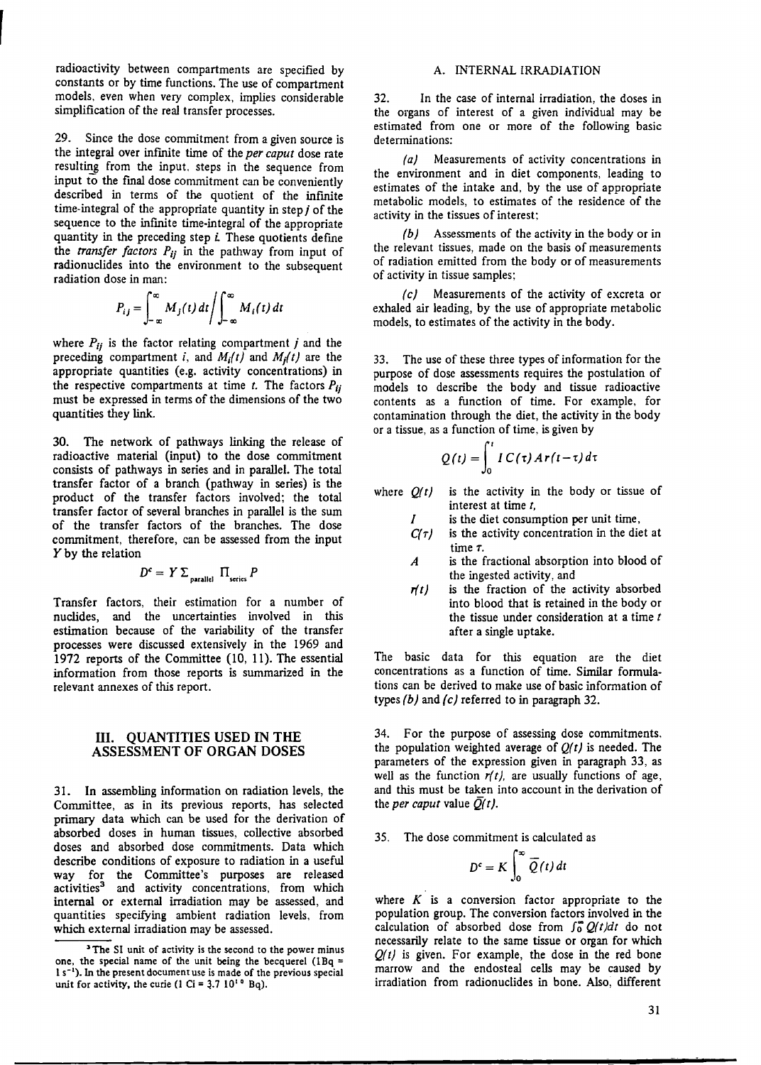radioactivity between compartments are specified by constants or by time functions. The use of compartment models, even when very complex, implies considerable simplification of the real transfer processes.

29. Since the dose commitment from a given source is the integral over infinite time of the *per caput* dose rate resulting from the input, steps in the sequence from input to the final dose commitment can be conveniently described in terms of the quotient of the infinite time-integral of the appropriate quantity in step *j* of the sequence to the infinite time-integral of the appropriate quantity in the preceding step *i*. These quotients define the *transfer factors* $P_{ij}$ in the pathway from input of radionuclides into the environment to the subsequent radiation dose in man:

$$P_{ij} = \int_{-\infty}^{\infty} M_j(t)\,dt \Big/ \int_{-\infty}^{\infty} M_i(t)\,dt$$

where $P_{ij}$ is the factor relating compartment *j* and the preceding compartment *i*, and $M_i(t)$ and $M_j(t)$ are the appropriate quantities (e.g. activity concentrations) in the respective compartments at time *t*. The factors $P_{ij}$ must be expressed in terms of the dimensions of the two quantities they link.

30. The network of pathways linking the release of radioactive material (input) to the dose commitment consists of pathways in series and in parallel. The total transfer factor of a branch (pathway in series) is the product of the transfer factors involved; the total transfer factor of several branches in parallel is the sum of the transfer factors of the branches. The dose commitment, therefore, can be assessed from the input *Y* by the relation

$$D^c = Y \sum_{\text{parallel}} \prod_{\text{series}} P$$

Transfer factors, their estimation for a number of nuclides, and the uncertainties involved in this estimation because of the variability of the transfer processes were discussed extensively in the 1969 and 1972 reports of the Committee (10, 11). The essential information from those reports is summarized in the relevant annexes of this report.

## III. QUANTITIES USED IN THE ASSESSMENT OF ORGAN DOSES

31. In assembling information on radiation levels, the Committee, as in its previous reports, has selected primary data which can be used for the derivation of absorbed doses in human tissues, collective absorbed doses and absorbed dose commitments. Data which describe conditions of exposure to radiation in a useful way for the Committee's purposes are released activities[3] and activity concentrations, from which internal or external irradiation may be assessed, and quantities specifying ambient radiation levels, from which external irradiation may be assessed.

### A. INTERNAL IRRADIATION

32. In the case of internal irradiation, the doses in the organs of interest of a given individual may be estimated from one or more of the following basic determinations:

*(a)* Measurements of activity concentrations in the environment and in diet components, leading to estimates of the intake and, by the use of appropriate metabolic models, to estimates of the residence of the activity in the tissues of interest;

*(b)* Assessments of the activity in the body or in the relevant tissues, made on the basis of measurements of radiation emitted from the body or of measurements of activity in tissue samples;

*(c)* Measurements of the activity of excreta or exhaled air leading, by the use of appropriate metabolic models, to estimates of the activity in the body.

33. The use of these three types of information for the purpose of dose assessments requires the postulation of models to describe the body and tissue radioactive contents as a function of time. For example, for contamination through the diet, the activity in the body or a tissue, as a function of time, is given by

$$Q(t) = \int_0^t I\,C(\tau)\,A\,r(t-\tau)\,d\tau$$

where $Q(t)$ is the activity in the body or tissue of interest at time *t*,
$I$ is the diet consumption per unit time,
$C(\tau)$ is the activity concentration in the diet at time $\tau$,
$A$ is the fractional absorption into blood of the ingested activity, and
$r(t)$ is the fraction of the activity absorbed into blood that is retained in the body or the tissue under consideration at a time *t* after a single uptake.

The basic data for this equation are the diet concentrations as a function of time. Similar formulations can be derived to make use of basic information of types *(b)* and *(c)* referred to in paragraph 32.

34. For the purpose of assessing dose commitments, the population weighted average of $Q(t)$ is needed. The parameters of the expression given in paragraph 33, as well as the function $r(t)$, are usually functions of age, and this must be taken into account in the derivation of the *per caput* value $\bar{Q}(t)$.

35. The dose commitment is calculated as

$$D^c = K \int_0^\infty \bar{Q}(t)\,dt$$

where $K$ is a conversion factor appropriate to the population group. The conversion factors involved in the calculation of absorbed dose from $\int_0^\infty Q(t)dt$ do not necessarily relate to the same tissue or organ for which $Q(t)$ is given. For example, the dose in the red bone marrow and the endosteal cells may be caused by irradiation from radionuclides in bone. Also, different

[3] The SI unit of activity is the second to the power minus one, the special name of the unit being the becquerel (1 Bq = 1 s$^{-1}$). In the present document use is made of the previous special unit for activity, the curie (1 Ci = 3.7 $10^{10}$ Bq).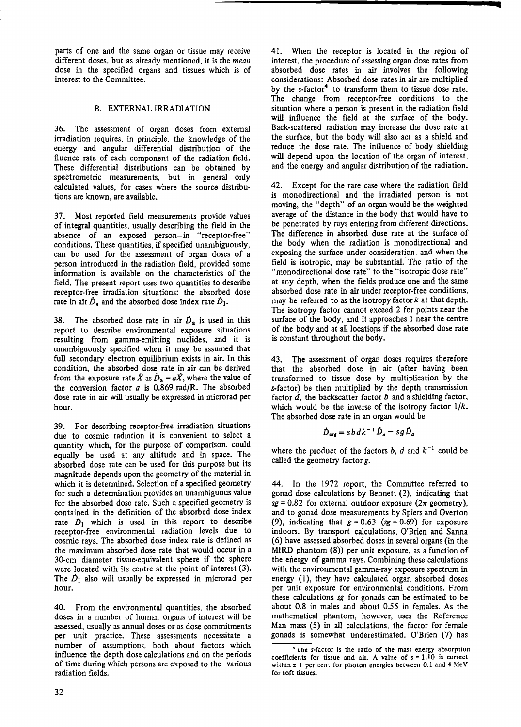parts of one and the same organ or tissue may receive different doses, but as already mentioned, it is the *mean* dose in the specified organs and tissues which is of interest to the Committee.

## B. EXTERNAL IRRADIATION

36. The assessment of organ doses from external irradiation requires, in principle, the knowledge of the energy and angular differential distribution of the fluence rate of each component of the radiation field. These differential distributions can be obtained by spectrometric measurements, but in general only calculated values, for cases where the source distributions are known, are available.

37. Most reported field measurements provide values of integral quantities, usually describing the field in the absence of an exposed person—in "receptor-free" conditions. These quantities, if specified unambiguously, can be used for the assessment of organ doses of a person introduced in the radiation field, provided some information is available on the characteristics of the field. The present report uses two quantities to describe receptor-free irradiation situations: the absorbed dose rate in air $\dot{D}_a$ and the absorbed dose index rate $\dot{D}_I$.

38. The absorbed dose rate in air $\dot{D}_a$ is used in this report to describe environmental exposure situations resulting from gamma-emitting nuclides, and it is unambiguously specified when it may be assumed that full secondary electron equilibrium exists in air. In this condition, the absorbed dose rate in air can be derived from the exposure rate $\dot{X}$ as $\dot{D}_a = a\dot{X}$, where the value of the conversion factor $a$ is 0.869 rad/R. The absorbed dose rate in air will usually be expressed in microrad per hour.

39. For describing receptor-free irradiation situations due to cosmic radiation it is convenient to select a quantity which, for the purpose of comparison, could equally be used at any altitude and in space. The absorbed dose rate can be used for this purpose but its magnitude depends upon the geometry of the material in which it is determined. Selection of a specified geometry for such a determination provides an unambiguous value for the absorbed dose rate. Such a specified geometry is contained in the definition of the absorbed dose index rate $\dot{D}_I$ which is used in this report to describe receptor-free environmental radiation levels due to cosmic rays. The absorbed dose index rate is defined as the maximum absorbed dose rate that would occur in a 30-cm diameter tissue-equivalent sphere if the sphere were located with its centre at the point of interest (3). The $\dot{D}_I$ also will usually be expressed in microrad per hour.

40. From the environmental quantities, the absorbed doses in a number of human organs of interest will be assessed, usually as annual doses or as dose commitments per unit practice. These assessments necessitate a number of assumptions, both about factors which influence the depth dose calculations and on the periods of time during which persons are exposed to the various radiation fields.

41. When the receptor is located in the region of interest, the procedure of assessing organ dose rates from absorbed dose rates in air involves the following considerations: Absorbed dose rates in air are multiplied by the *s*-factor[4] to transform them to tissue dose rate. The change from receptor-free conditions to the situation where a person is present in the radiation field will influence the field at the surface of the body. Back-scattered radiation may increase the dose rate at the surface, but the body will also act as a shield and reduce the dose rate. The influence of body shielding will depend upon the location of the organ of interest, and the energy and angular distribution of the radiation.

42. Except for the rare case where the radiation field is monodirectional and the irradiated person is not moving, the "depth" of an organ would be the weighted average of the distance in the body that would have to be penetrated by rays entering from different directions. The difference in absorbed dose rate at the surface of the body when the radiation is monodirectional and exposing the surface under consideration, and when the field is isotropic, may be substantial. The ratio of the "monodirectional dose rate" to the "isotropic dose rate" at any depth, when the fields produce one and the same absorbed dose rate in air under receptor-free conditions, may be referred to as the isotropy factor $k$ at that depth. The isotropy factor cannot exceed 2 for points near the surface of the body, and it approaches 1 near the centre of the body and at all locations if the absorbed dose rate is constant throughout the body.

43. The assessment of organ doses requires therefore that the absorbed dose in air (after having been transformed to tissue dose by multiplication by the *s*-factor) be then multiplied by the depth transmission factor $d$, the backscatter factor $b$ and a shielding factor, which would be the inverse of the isotropy factor $1/k$. The absorbed dose rate in an organ would be

$$\dot{D}_{org} = s\,b\,d\,k^{-1}\,\dot{D}_a = s\,g\,\dot{D}_a$$

where the product of the factors $b$, $d$ and $k^{-1}$ could be called the geometry factor $g$.

44. In the 1972 report, the Committee referred to gonad dose calculations by Bennett (2), indicating that $sg = 0.82$ for external outdoor exposure ($2\pi$ geometry), and to gonad dose measurements by Spiers and Overton (9), indicating that $g = 0.63$ ($sg = 0.69$) for exposure indoors. By transport calculations, O'Brien and Sanna (6) have assessed absorbed doses in several organs (in the MIRD phantom (8)) per unit exposure, as a function of the energy of gamma rays. Combining these calculations with the environmental gamma-ray exposure spectrum in energy (1), they have calculated organ absorbed doses per unit exposure for environmental conditions. From these calculations $sg$ for gonads can be estimated to be about 0.8 in males and about 0.55 in females. As the mathematical phantom, however, uses the Reference Man mass (5) in all calculations, the factor for female gonads is somewhat underestimated. O'Brien (7) has

---

[4] The *s*-factor is the ratio of the mass energy absorption coefficients for tissue and air. A value of $s = 1.10$ is correct within ± 1 per cent for photon energies between 0.1 and 4 MeV for soft tissues.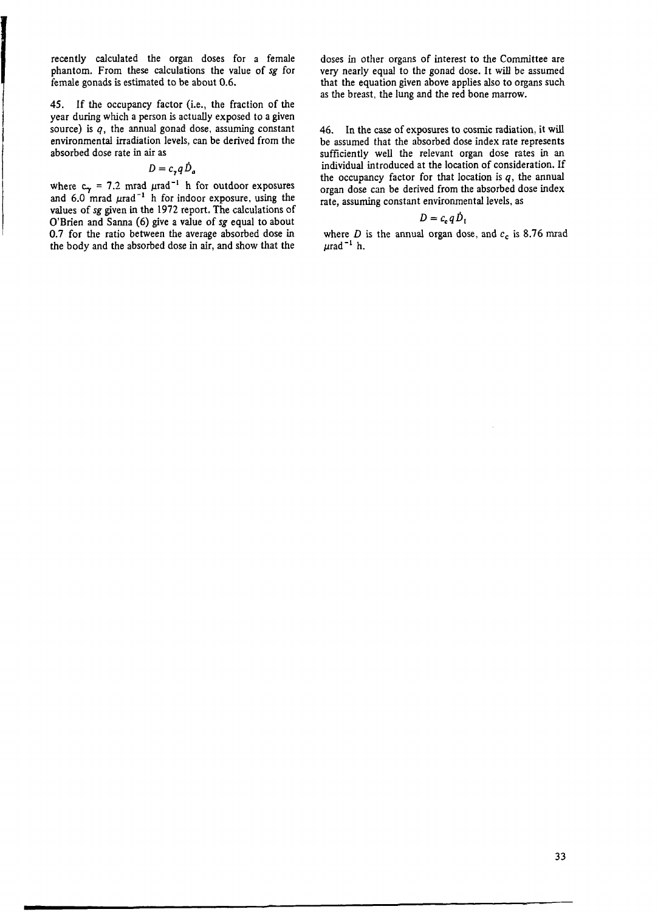recently calculated the organ doses for a female phantom. From these calculations the value of *sg* for female gonads is estimated to be about 0.6.

45. If the occupancy factor (i.e., the fraction of the year during which a person is actually exposed to a given source) is $q$, the annual gonad dose, assuming constant environmental irradiation levels, can be derived from the absorbed dose rate in air as

$$D = c_\gamma q \dot{D}_a$$

where $c_\gamma$ = 7.2 mrad $\mu$rad$^{-1}$ h for outdoor exposures and 6.0 mrad $\mu$rad$^{-1}$ h for indoor exposure, using the values of *sg* given in the 1972 report. The calculations of O'Brien and Sanna (6) give a value of *sg* equal to about 0.7 for the ratio between the average absorbed dose in the body and the absorbed dose in air, and show that the doses in other organs of interest to the Committee are very nearly equal to the gonad dose. It will be assumed that the equation given above applies also to organs such as the breast, the lung and the red bone marrow.

46. In the case of exposures to cosmic radiation, it will be assumed that the absorbed dose index rate represents sufficiently well the relevant organ dose rates in an individual introduced at the location of consideration. If the occupancy factor for that location is $q$, the annual organ dose can be derived from the absorbed dose index rate, assuming constant environmental levels, as

$$D = c_c q \dot{D}_I$$

where $D$ is the annual organ dose, and $c_c$ is 8.76 mrad $\mu$rad$^{-1}$ h.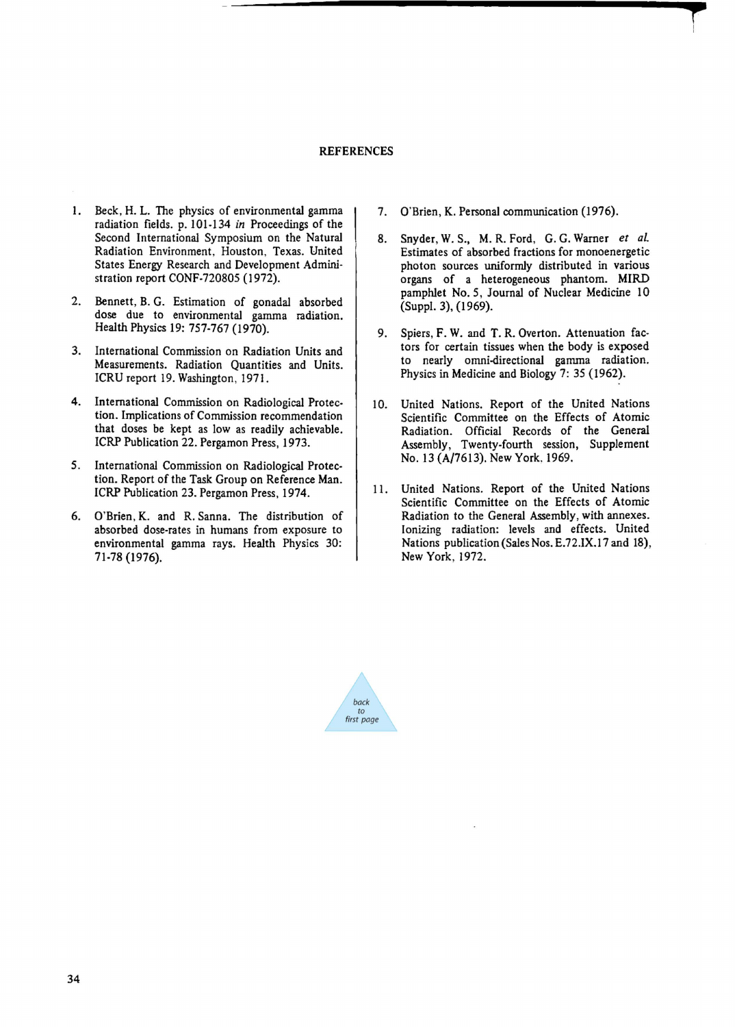## REFERENCES

1. Beck, H. L. The physics of environmental gamma radiation fields. p. 101-134 *in* Proceedings of the Second International Symposium on the Natural Radiation Environment, Houston, Texas. United States Energy Research and Development Administration report CONF-720805 (1972).

2. Bennett, B. G. Estimation of gonadal absorbed dose due to environmental gamma radiation. Health Physics 19: 757-767 (1970).

3. International Commission on Radiation Units and Measurements. Radiation Quantities and Units. ICRU report 19. Washington, 1971.

4. International Commission on Radiological Protection. Implications of Commission recommendation that doses be kept as low as readily achievable. ICRP Publication 22. Pergamon Press, 1973.

5. International Commission on Radiological Protection. Report of the Task Group on Reference Man. ICRP Publication 23. Pergamon Press, 1974.

6. O'Brien, K. and R. Sanna. The distribution of absorbed dose-rates in humans from exposure to environmental gamma rays. Health Physics 30: 71-78 (1976).

7. O'Brien, K. Personal communication (1976).

8. Snyder, W. S., M. R. Ford, G. G. Warner *et al.* Estimates of absorbed fractions for monoenergetic photon sources uniformly distributed in various organs of a heterogeneous phantom. MIRD pamphlet No. 5, Journal of Nuclear Medicine 10 (Suppl. 3), (1969).

9. Spiers, F. W. and T. R. Overton. Attenuation factors for certain tissues when the body is exposed to nearly omni-directional gamma radiation. Physics in Medicine and Biology 7: 35 (1962).

10. United Nations. Report of the United Nations Scientific Committee on the Effects of Atomic Radiation. Official Records of the General Assembly, Twenty-fourth session, Supplement No. 13 (A/7613). New York, 1969.

11. United Nations. Report of the United Nations Scientific Committee on the Effects of Atomic Radiation to the General Assembly, with annexes. Ionizing radiation: levels and effects. United Nations publication (Sales Nos. E.72.IX.17 and 18), New York, 1972.

back to first page